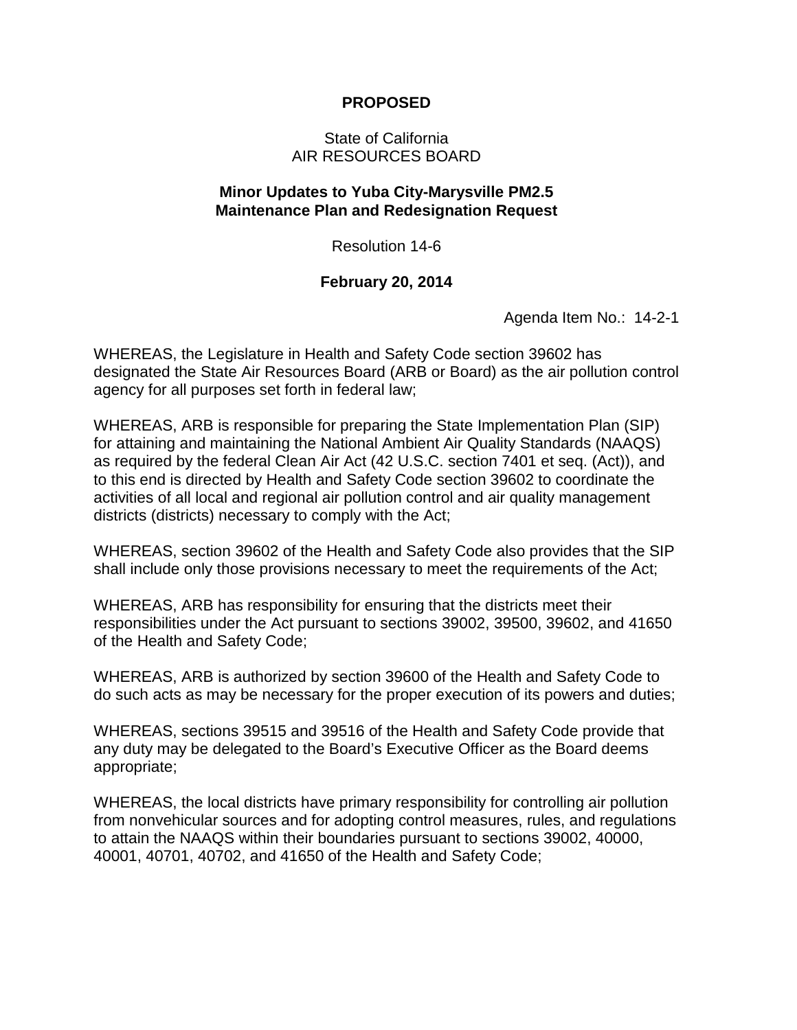**PROPOSED**

State of California
AIR RESOURCES BOARD

**Minor Updates to Yuba City-Marysville PM2.5 Maintenance Plan and Redesignation Request**

Resolution 14-6

**February 20, 2014**

Agenda Item No.: 14-2-1

WHEREAS, the Legislature in Health and Safety Code section 39602 has designated the State Air Resources Board (ARB or Board) as the air pollution control agency for all purposes set forth in federal law;

WHEREAS, ARB is responsible for preparing the State Implementation Plan (SIP) for attaining and maintaining the National Ambient Air Quality Standards (NAAQS) as required by the federal Clean Air Act (42 U.S.C. section 7401 et seq. (Act)), and to this end is directed by Health and Safety Code section 39602 to coordinate the activities of all local and regional air pollution control and air quality management districts (districts) necessary to comply with the Act;

WHEREAS, section 39602 of the Health and Safety Code also provides that the SIP shall include only those provisions necessary to meet the requirements of the Act;

WHEREAS, ARB has responsibility for ensuring that the districts meet their responsibilities under the Act pursuant to sections 39002, 39500, 39602, and 41650 of the Health and Safety Code;

WHEREAS, ARB is authorized by section 39600 of the Health and Safety Code to do such acts as may be necessary for the proper execution of its powers and duties;

WHEREAS, sections 39515 and 39516 of the Health and Safety Code provide that any duty may be delegated to the Board's Executive Officer as the Board deems appropriate;

WHEREAS, the local districts have primary responsibility for controlling air pollution from nonvehicular sources and for adopting control measures, rules, and regulations to attain the NAAQS within their boundaries pursuant to sections 39002, 40000, 40001, 40701, 40702, and 41650 of the Health and Safety Code;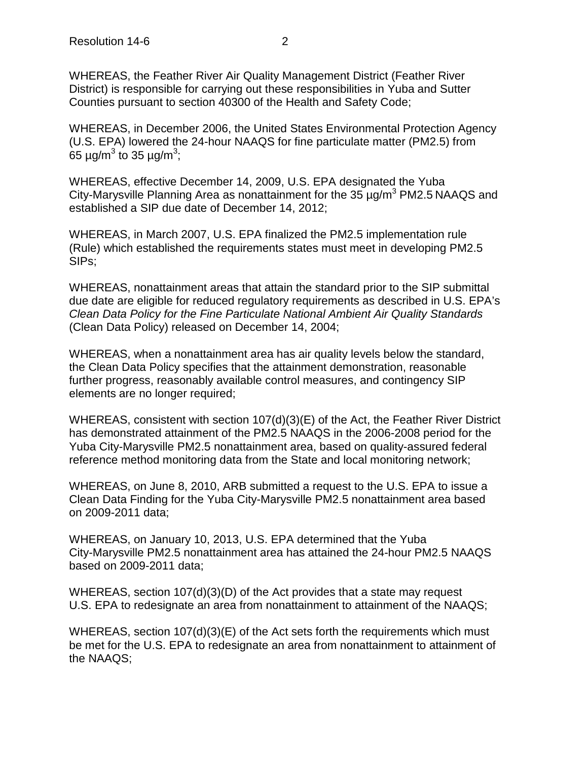WHEREAS, the Feather River Air Quality Management District (Feather River District) is responsible for carrying out these responsibilities in Yuba and Sutter Counties pursuant to section 40300 of the Health and Safety Code;

WHEREAS, in December 2006, the United States Environmental Protection Agency (U.S. EPA) lowered the 24-hour NAAQS for fine particulate matter (PM2.5) from 65 $\mu g/m^3$ to 35 $\mu g/m^3$;

WHEREAS, effective December 14, 2009, U.S. EPA designated the Yuba City-Marysville Planning Area as nonattainment for the 35 $\mu g/m^3$ PM2.5 NAAQS and established a SIP due date of December 14, 2012;

WHEREAS, in March 2007, U.S. EPA finalized the PM2.5 implementation rule (Rule) which established the requirements states must meet in developing PM2.5 SIPs;

WHEREAS, nonattainment areas that attain the standard prior to the SIP submittal due date are eligible for reduced regulatory requirements as described in U.S. EPA's *Clean Data Policy for the Fine Particulate National Ambient Air Quality Standards* (Clean Data Policy) released on December 14, 2004;

WHEREAS, when a nonattainment area has air quality levels below the standard, the Clean Data Policy specifies that the attainment demonstration, reasonable further progress, reasonably available control measures, and contingency SIP elements are no longer required;

WHEREAS, consistent with section 107(d)(3)(E) of the Act, the Feather River District has demonstrated attainment of the PM2.5 NAAQS in the 2006-2008 period for the Yuba City-Marysville PM2.5 nonattainment area, based on quality-assured federal reference method monitoring data from the State and local monitoring network;

WHEREAS, on June 8, 2010, ARB submitted a request to the U.S. EPA to issue a Clean Data Finding for the Yuba City-Marysville PM2.5 nonattainment area based on 2009-2011 data;

WHEREAS, on January 10, 2013, U.S. EPA determined that the Yuba City-Marysville PM2.5 nonattainment area has attained the 24-hour PM2.5 NAAQS based on 2009-2011 data;

WHEREAS, section 107(d)(3)(D) of the Act provides that a state may request U.S. EPA to redesignate an area from nonattainment to attainment of the NAAQS;

WHEREAS, section 107(d)(3)(E) of the Act sets forth the requirements which must be met for the U.S. EPA to redesignate an area from nonattainment to attainment of the NAAQS;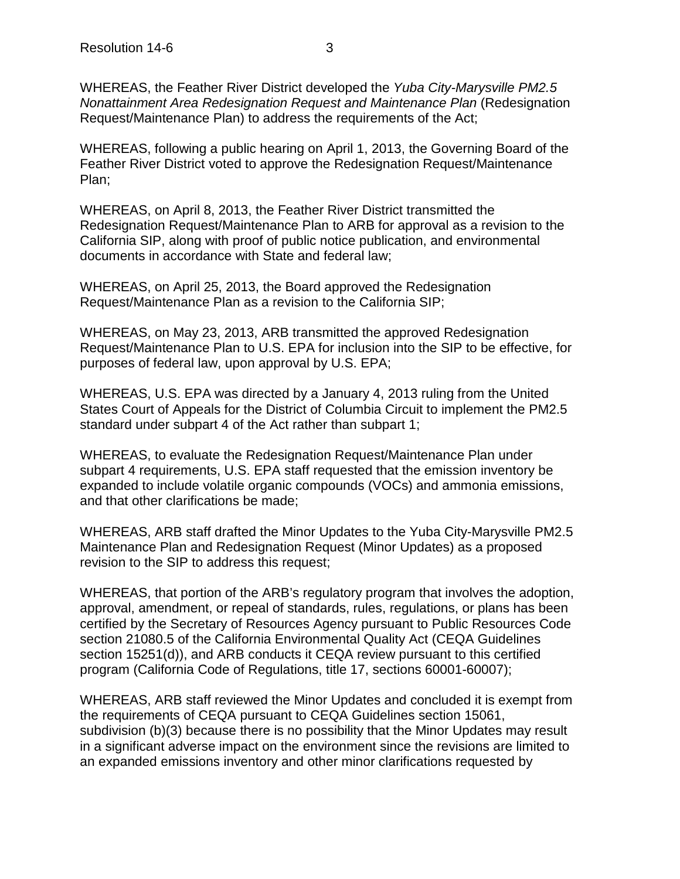WHEREAS, the Feather River District developed the *Yuba City-Marysville PM2.5 Nonattainment Area Redesignation Request and Maintenance Plan* (Redesignation Request/Maintenance Plan) to address the requirements of the Act;

WHEREAS, following a public hearing on April 1, 2013, the Governing Board of the Feather River District voted to approve the Redesignation Request/Maintenance Plan;

WHEREAS, on April 8, 2013, the Feather River District transmitted the Redesignation Request/Maintenance Plan to ARB for approval as a revision to the California SIP, along with proof of public notice publication, and environmental documents in accordance with State and federal law;

WHEREAS, on April 25, 2013, the Board approved the Redesignation Request/Maintenance Plan as a revision to the California SIP;

WHEREAS, on May 23, 2013, ARB transmitted the approved Redesignation Request/Maintenance Plan to U.S. EPA for inclusion into the SIP to be effective, for purposes of federal law, upon approval by U.S. EPA;

WHEREAS, U.S. EPA was directed by a January 4, 2013 ruling from the United States Court of Appeals for the District of Columbia Circuit to implement the PM2.5 standard under subpart 4 of the Act rather than subpart 1;

WHEREAS, to evaluate the Redesignation Request/Maintenance Plan under subpart 4 requirements, U.S. EPA staff requested that the emission inventory be expanded to include volatile organic compounds (VOCs) and ammonia emissions, and that other clarifications be made;

WHEREAS, ARB staff drafted the Minor Updates to the Yuba City-Marysville PM2.5 Maintenance Plan and Redesignation Request (Minor Updates) as a proposed revision to the SIP to address this request;

WHEREAS, that portion of the ARB's regulatory program that involves the adoption, approval, amendment, or repeal of standards, rules, regulations, or plans has been certified by the Secretary of Resources Agency pursuant to Public Resources Code section 21080.5 of the California Environmental Quality Act (CEQA Guidelines section 15251(d)), and ARB conducts it CEQA review pursuant to this certified program (California Code of Regulations, title 17, sections 60001-60007);

WHEREAS, ARB staff reviewed the Minor Updates and concluded it is exempt from the requirements of CEQA pursuant to CEQA Guidelines section 15061, subdivision (b)(3) because there is no possibility that the Minor Updates may result in a significant adverse impact on the environment since the revisions are limited to an expanded emissions inventory and other minor clarifications requested by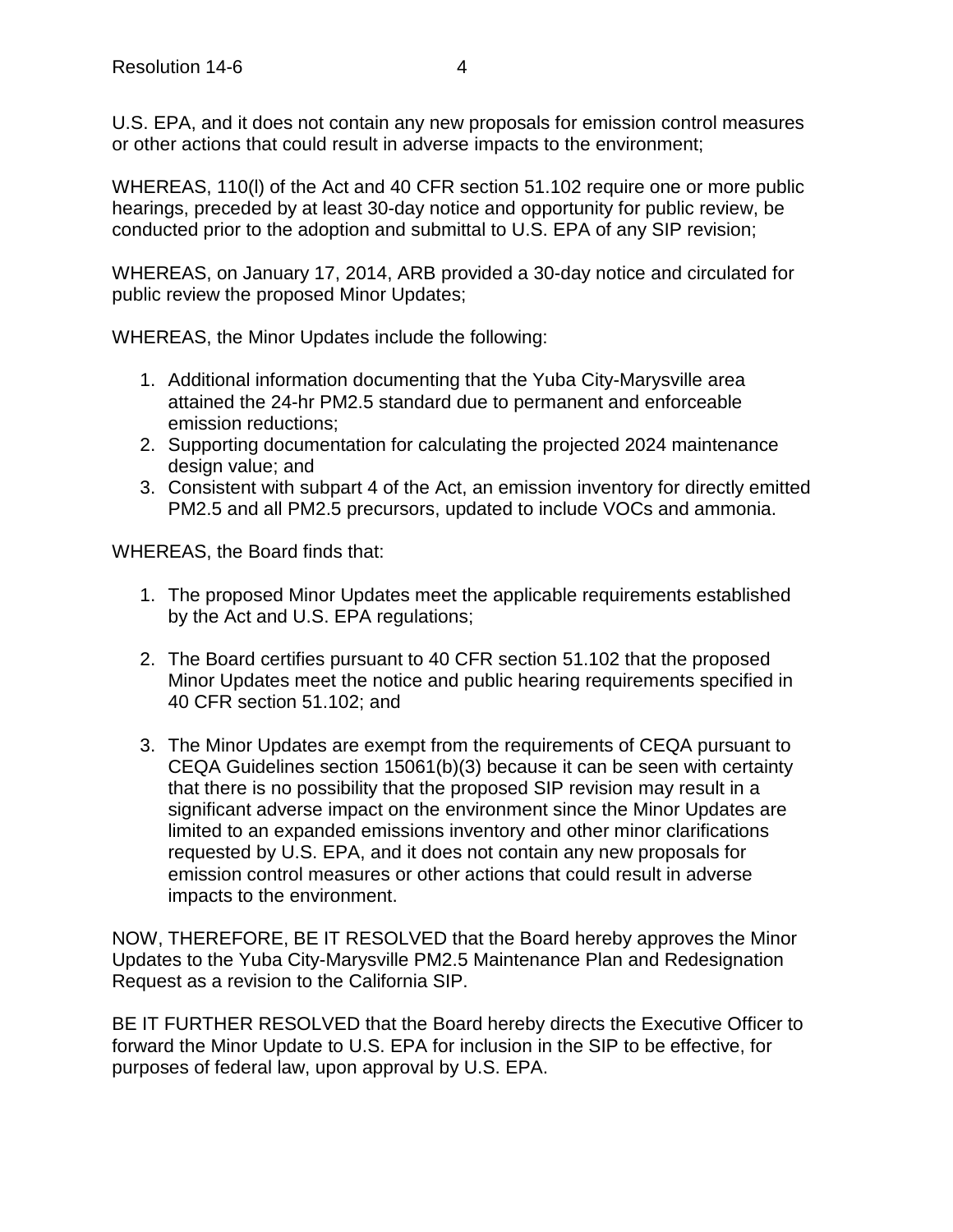U.S. EPA, and it does not contain any new proposals for emission control measures or other actions that could result in adverse impacts to the environment;

WHEREAS, 110(l) of the Act and 40 CFR section 51.102 require one or more public hearings, preceded by at least 30-day notice and opportunity for public review, be conducted prior to the adoption and submittal to U.S. EPA of any SIP revision;

WHEREAS, on January 17, 2014, ARB provided a 30-day notice and circulated for public review the proposed Minor Updates;

WHEREAS, the Minor Updates include the following:

1. Additional information documenting that the Yuba City-Marysville area attained the 24-hr PM2.5 standard due to permanent and enforceable emission reductions;
2. Supporting documentation for calculating the projected 2024 maintenance design value; and
3. Consistent with subpart 4 of the Act, an emission inventory for directly emitted PM2.5 and all PM2.5 precursors, updated to include VOCs and ammonia.

WHEREAS, the Board finds that:

1. The proposed Minor Updates meet the applicable requirements established by the Act and U.S. EPA regulations;

2. The Board certifies pursuant to 40 CFR section 51.102 that the proposed Minor Updates meet the notice and public hearing requirements specified in 40 CFR section 51.102; and

3. The Minor Updates are exempt from the requirements of CEQA pursuant to CEQA Guidelines section 15061(b)(3) because it can be seen with certainty that there is no possibility that the proposed SIP revision may result in a significant adverse impact on the environment since the Minor Updates are limited to an expanded emissions inventory and other minor clarifications requested by U.S. EPA, and it does not contain any new proposals for emission control measures or other actions that could result in adverse impacts to the environment.

NOW, THEREFORE, BE IT RESOLVED that the Board hereby approves the Minor Updates to the Yuba City-Marysville PM2.5 Maintenance Plan and Redesignation Request as a revision to the California SIP.

BE IT FURTHER RESOLVED that the Board hereby directs the Executive Officer to forward the Minor Update to U.S. EPA for inclusion in the SIP to be effective, for purposes of federal law, upon approval by U.S. EPA.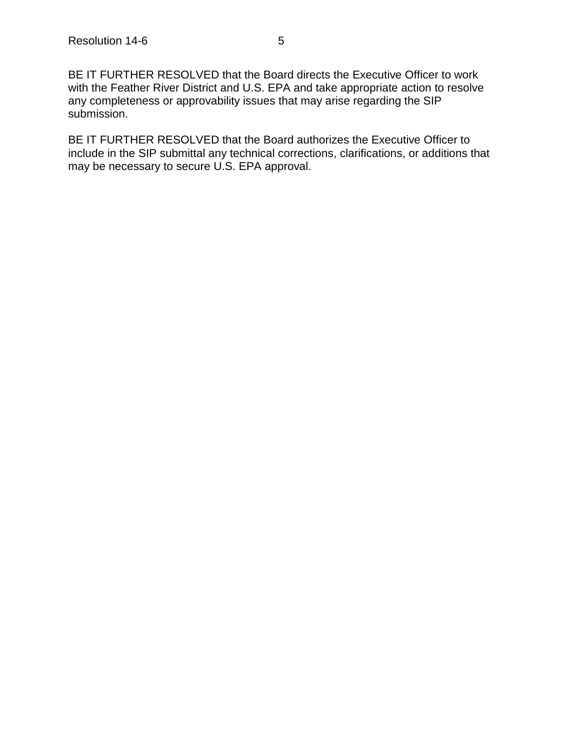BE IT FURTHER RESOLVED that the Board directs the Executive Officer to work with the Feather River District and U.S. EPA and take appropriate action to resolve any completeness or approvability issues that may arise regarding the SIP submission.

BE IT FURTHER RESOLVED that the Board authorizes the Executive Officer to include in the SIP submittal any technical corrections, clarifications, or additions that may be necessary to secure U.S. EPA approval.